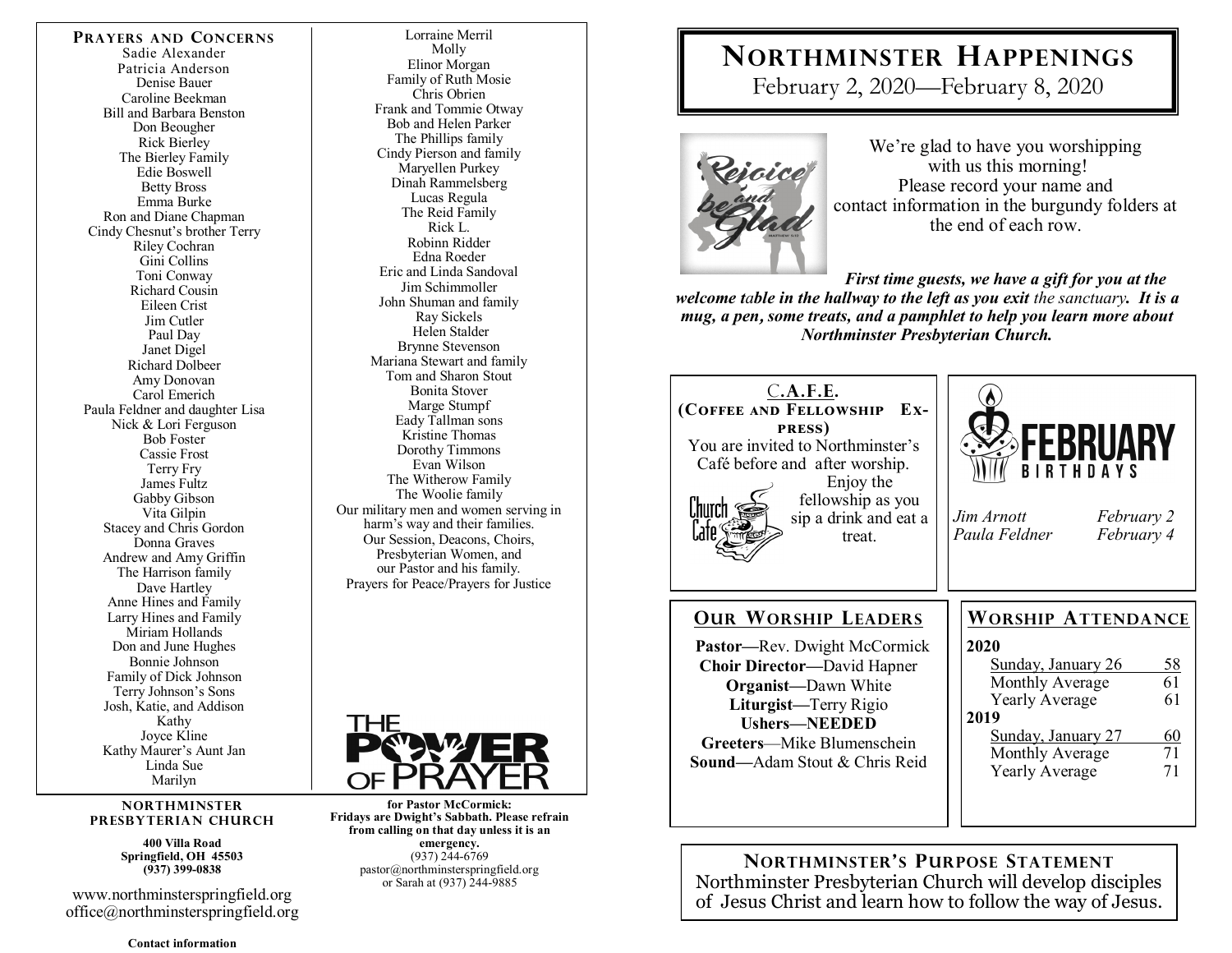## Prayers and Concerns

Sadie Alexander
Patricia Anderson
Denise Bauer
Caroline Beekman
Bill and Barbara Benston
Don Beougher
Rick Bierley
The Bierley Family
Edie Boswell
Betty Bross
Emma Burke
Ron and Diane Chapman
Cindy Chesnut's brother Terry
Riley Cochran
Gini Collins
Toni Conway
Richard Cousin
Eileen Crist
Jim Cutler
Paul Day
Janet Digel
Richard Dolbeer
Amy Donovan
Carol Emerich
Paula Feldner and daughter Lisa
Nick & Lori Ferguson
Bob Foster
Cassie Frost
Terry Fry
James Fultz
Gabby Gibson
Vita Gilpin
Stacey and Chris Gordon
Donna Graves
Andrew and Amy Griffin
The Harrison family
Dave Hartley
Anne Hines and Family
Larry Hines and Family
Miriam Hollands
Don and June Hughes
Bonnie Johnson
Family of Dick Johnson
Terry Johnson's Sons
Josh, Katie, and Addison
Kathy
Joyce Kline
Kathy Maurer's Aunt Jan
Linda Sue
Marilyn
Lorraine Merril
Molly
Elinor Morgan
Family of Ruth Mosie
Chris Obrien
Frank and Tommie Otway
Bob and Helen Parker
The Phillips family
Cindy Pierson and family
Maryellen Purkey
Dinah Rammelsberg
Lucas Regula
The Reid Family
Rick L.
Robinn Ridder
Edna Roeder
Eric and Linda Sandoval
Jim Schimmoller
John Shuman and family
Ray Sickels
Helen Stalder
Brynne Stevenson
Mariana Stewart and family
Tom and Sharon Stout
Bonita Stover
Marge Stumpf
Eady Tallman sons
Kristine Thomas
Dorothy Timmons
Evan Wilson
The Witherow Family
The Woolie family
Our military men and women serving in harm's way and their families.
Our Session, Deacons, Choirs, Presbyterian Women, and our Pastor and his family.
Prayers for Peace/Prayers for Justice

THE POWER OF PRAYER

**NORTHMINSTER PRESBYTERIAN CHURCH**

**400 Villa Road**
**Springfield, OH 45503**
**(937) 399-0838**

www.northminsterspringfield.org
office@northminsterspringfield.org

**Contact information for Pastor McCormick:**
**Fridays are Dwight's Sabbath. Please refrain from calling on that day unless it is an emergency.**
(937) 244-6769
pastor@northminsterspringfield.org
or Sarah at (937) 244-9885

# Northminster Happenings

February 2, 2020—February 8, 2020

We're glad to have you worshipping with us this morning!
Please record your name and contact information in the burgundy folders at the end of each row.

***First time guests, we have a gift for you at the welcome table in the hallway to the left as you exit*** *the sanctuary.* ***It is a mug, a pen, some treats, and a pamphlet to help you learn more about Northminster Presbyterian Church.***

## C.A.F.E.
**(Coffee and Fellowship Express)**

You are invited to Northminster's Café before and after worship. Enjoy the fellowship as you sip a drink and eat a treat.

## February Birthdays

*Jim Arnott* — *February 2*
*Paula Feldner* — *February 4*

## Our Worship Leaders

**Pastor—**Rev. Dwight McCormick
**Choir Director—**David Hapner
**Organist—**Dawn White
**Liturgist—**Terry Rigio
**Ushers—NEEDED**
**Greeters**—Mike Blumenschein
**Sound—**Adam Stout & Chris Reid

## Worship Attendance

| | |
|---|---|
| **2020** | |
| Sunday, January 26 | 58 |
| Monthly Average | 61 |
| Yearly Average | 61 |
| **2019** | |
| Sunday, January 27 | 60 |
| Monthly Average | 71 |
| Yearly Average | 71 |

## Northminster's Purpose Statement

Northminster Presbyterian Church will develop disciples of Jesus Christ and learn how to follow the way of Jesus.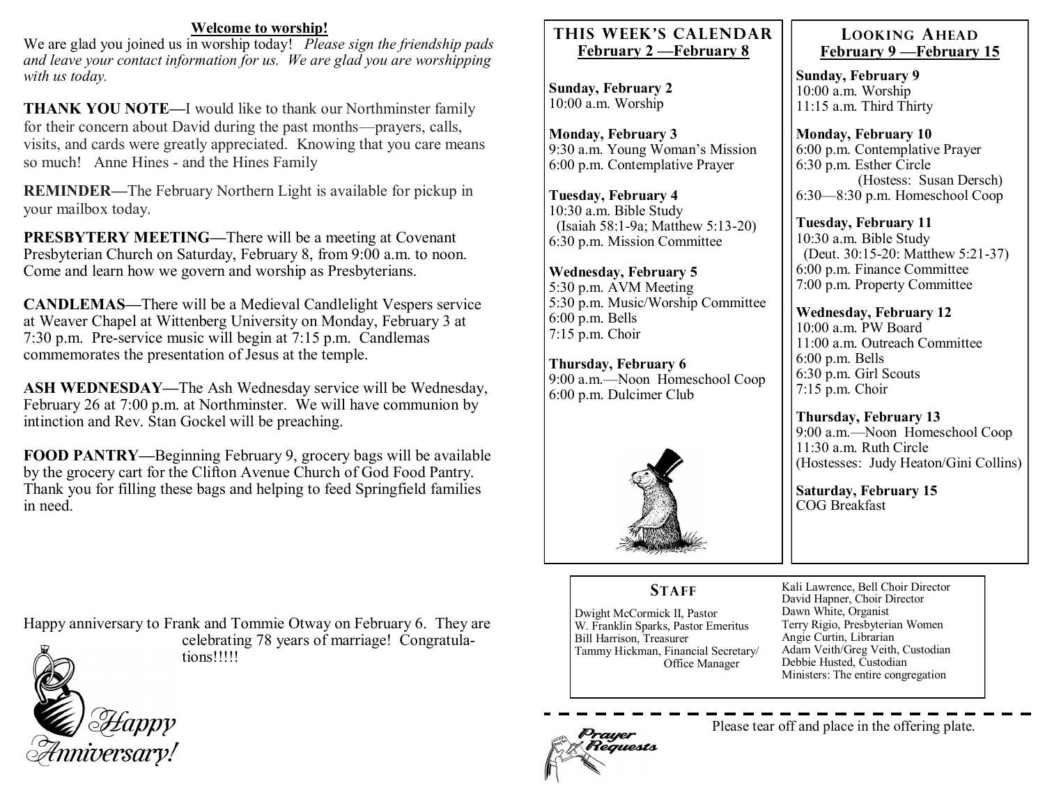**Welcome to worship!**

We are glad you joined us in worship today! *Please sign the friendship pads and leave your contact information for us. We are glad you are worshipping with us today.*

**THANK YOU NOTE—**I would like to thank our Northminster family for their concern about David during the past months—prayers, calls, visits, and cards were greatly appreciated. Knowing that you care means so much! Anne Hines - and the Hines Family

**REMINDER—**The February Northern Light is available for pickup in your mailbox today.

**PRESBYTERY MEETING—**There will be a meeting at Covenant Presbyterian Church on Saturday, February 8, from 9:00 a.m. to noon. Come and learn how we govern and worship as Presbyterians.

**CANDLEMAS—**There will be a Medieval Candlelight Vespers service at Weaver Chapel at Wittenberg University on Monday, February 3 at 7:30 p.m. Pre-service music will begin at 7:15 p.m. Candlemas commemorates the presentation of Jesus at the temple.

**ASH WEDNESDAY—**The Ash Wednesday service will be Wednesday, February 26 at 7:00 p.m. at Northminster. We will have communion by intinction and Rev. Stan Gockel will be preaching.

**FOOD PANTRY—**Beginning February 9, grocery bags will be available by the grocery cart for the Clifton Avenue Church of God Food Pantry. Thank you for filling these bags and helping to feed Springfield families in need.

Happy anniversary to Frank and Tommie Otway on February 6. They are celebrating 78 years of marriage! Congratulations!!!!!

*Happy Anniversary!*

## THIS WEEK'S CALENDAR
**February 2 —February 8**

**Sunday, February 2**
10:00 a.m. Worship

**Monday, February 3**
9:30 a.m. Young Woman's Mission
6:00 p.m. Contemplative Prayer

**Tuesday, February 4**
10:30 a.m. Bible Study
(Isaiah 58:1-9a; Matthew 5:13-20)
6:30 p.m. Mission Committee

**Wednesday, February 5**
5:30 p.m. AVM Meeting
5:30 p.m. Music/Worship Committee
6:00 p.m. Bells
7:15 p.m. Choir

**Thursday, February 6**
9:00 a.m.—Noon Homeschool Coop
6:00 p.m. Dulcimer Club

## LOOKING AHEAD
**February 9 —February 15**

**Sunday, February 9**
10:00 a.m. Worship
11:15 a.m. Third Thirty

**Monday, February 10**
6:00 p.m. Contemplative Prayer
6:30 p.m. Esther Circle
(Hostess: Susan Dersch)
6:30—8:30 p.m. Homeschool Coop

**Tuesday, February 11**
10:30 a.m. Bible Study
(Deut. 30:15-20: Matthew 5:21-37)
6:00 p.m. Finance Committee
7:00 p.m. Property Committee

**Wednesday, February 12**
10:00 a.m. PW Board
11:00 a.m. Outreach Committee
6:00 p.m. Bells
6:30 p.m. Girl Scouts
7:15 p.m. Choir

**Thursday, February 13**
9:00 a.m.—Noon Homeschool Coop
11:30 a.m. Ruth Circle
(Hostesses: Judy Heaton/Gini Collins)

**Saturday, February 15**
COG Breakfast

## STAFF

Dwight McCormick II, Pastor
W. Franklin Sparks, Pastor Emeritus
Bill Harrison, Treasurer
Tammy Hickman, Financial Secretary/Office Manager
Kali Lawrence, Bell Choir Director
David Hapner, Choir Director
Dawn White, Organist
Terry Rigio, Presbyterian Women
Angie Curtin, Librarian
Adam Veith/Greg Veith, Custodian
Debbie Husted, Custodian
Ministers: The entire congregation

---

*Prayer Requests*

Please tear off and place in the offering plate.